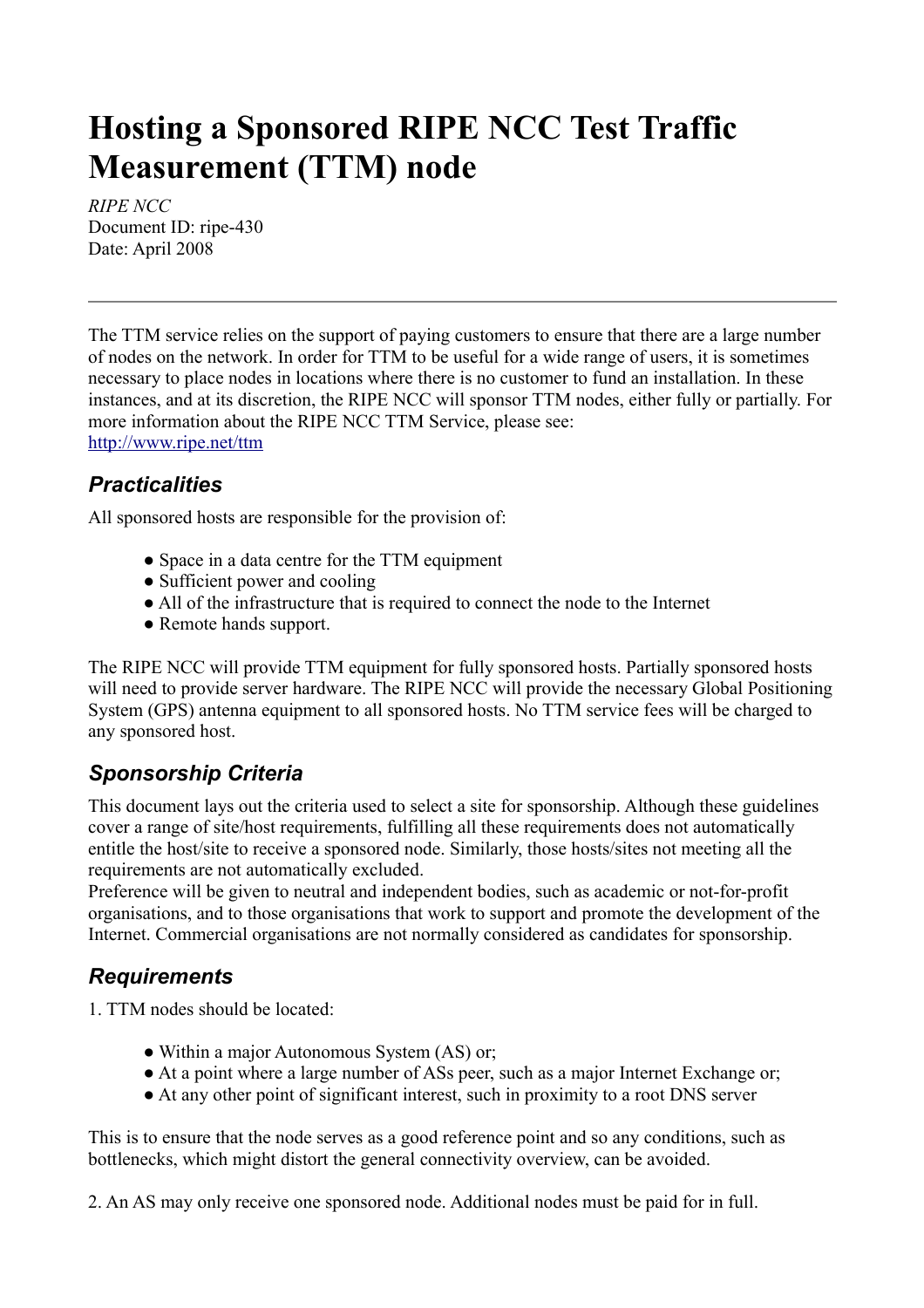# Hosting a Sponsored RIPE NCC Test Traffic Measurement (TTM) node

*RIPE NCC*
Document ID: ripe-430
Date: April 2008

---

The TTM service relies on the support of paying customers to ensure that there are a large number of nodes on the network. In order for TTM to be useful for a wide range of users, it is sometimes necessary to place nodes in locations where there is no customer to fund an installation. In these instances, and at its discretion, the RIPE NCC will sponsor TTM nodes, either fully or partially. For more information about the RIPE NCC TTM Service, please see:
http://www.ripe.net/ttm

## *Practicalities*

All sponsored hosts are responsible for the provision of:

- Space in a data centre for the TTM equipment
- Sufficient power and cooling
- All of the infrastructure that is required to connect the node to the Internet
- Remote hands support.

The RIPE NCC will provide TTM equipment for fully sponsored hosts. Partially sponsored hosts will need to provide server hardware. The RIPE NCC will provide the necessary Global Positioning System (GPS) antenna equipment to all sponsored hosts. No TTM service fees will be charged to any sponsored host.

## *Sponsorship Criteria*

This document lays out the criteria used to select a site for sponsorship. Although these guidelines cover a range of site/host requirements, fulfilling all these requirements does not automatically entitle the host/site to receive a sponsored node. Similarly, those hosts/sites not meeting all the requirements are not automatically excluded.
Preference will be given to neutral and independent bodies, such as academic or not-for-profit organisations, and to those organisations that work to support and promote the development of the Internet. Commercial organisations are not normally considered as candidates for sponsorship.

## *Requirements*

1. TTM nodes should be located:

- Within a major Autonomous System (AS) or;
- At a point where a large number of ASs peer, such as a major Internet Exchange or;
- At any other point of significant interest, such in proximity to a root DNS server

This is to ensure that the node serves as a good reference point and so any conditions, such as bottlenecks, which might distort the general connectivity overview, can be avoided.

2. An AS may only receive one sponsored node. Additional nodes must be paid for in full.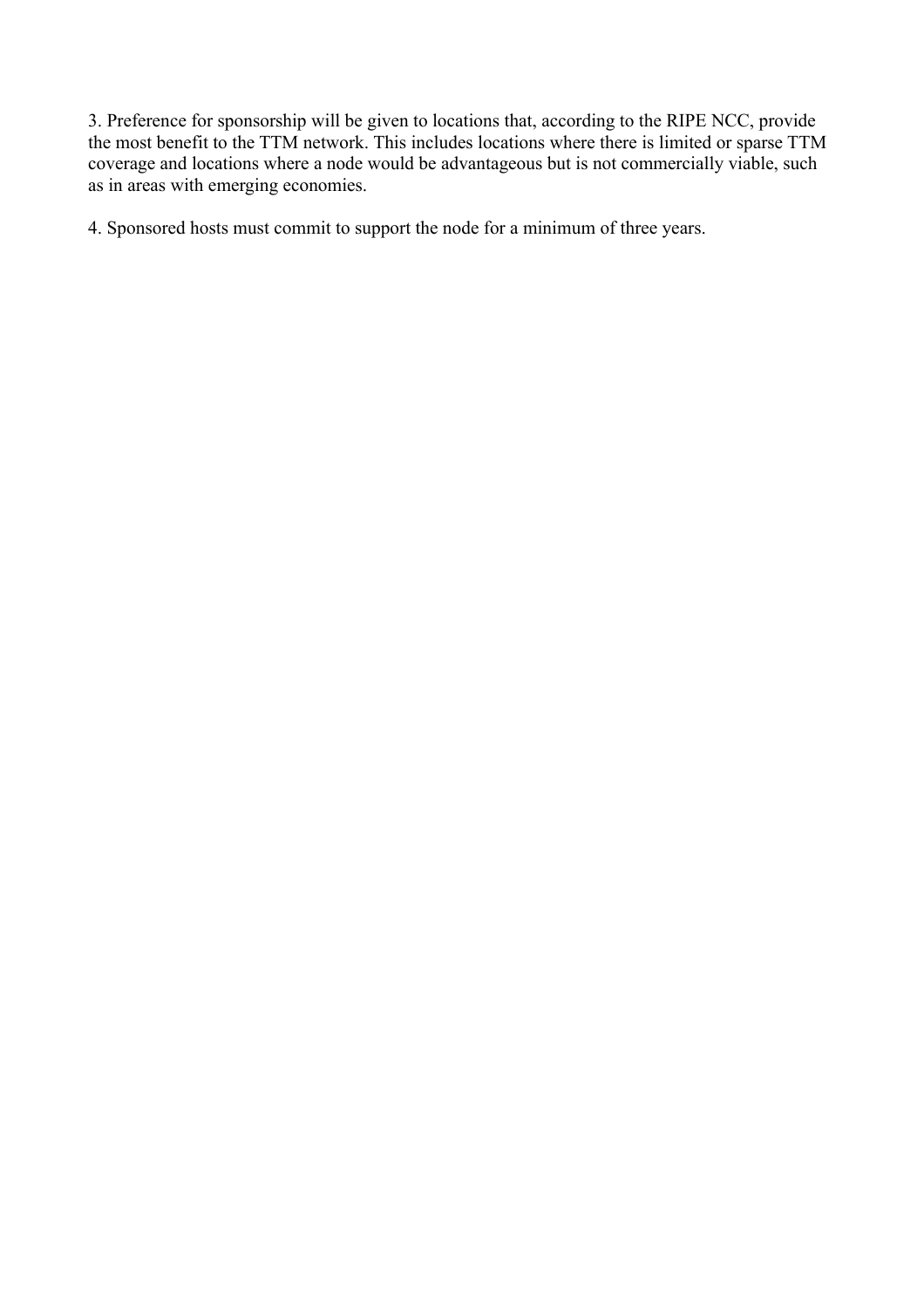3. Preference for sponsorship will be given to locations that, according to the RIPE NCC, provide the most benefit to the TTM network. This includes locations where there is limited or sparse TTM coverage and locations where a node would be advantageous but is not commercially viable, such as in areas with emerging economies.

4. Sponsored hosts must commit to support the node for a minimum of three years.